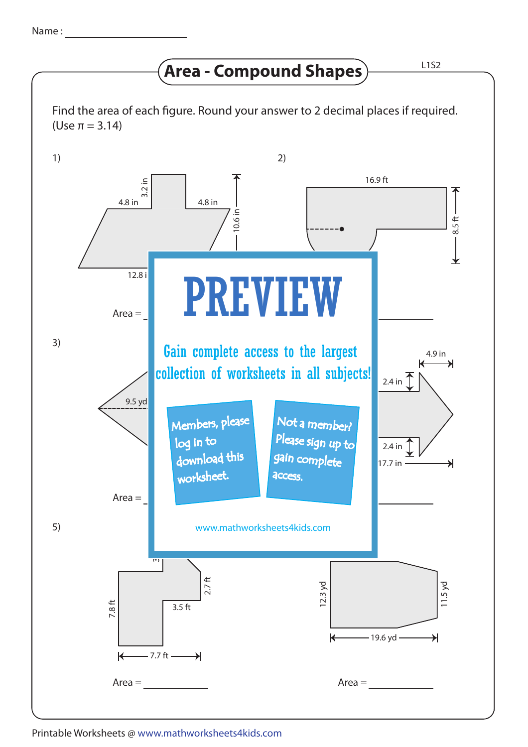Name : ____________________

# Area - Compound Shapes

L1S2

Find the area of each figure. Round your answer to 2 decimal places if required. (Use π = 3.14)

1)

3.2 in

4.8 in

4.8 in

10.6 in

12.8 i

Area = ____________

2)

16.9 ft

8.5 ft

Area = ____________

3)

9.5 yd

Area = ____________

4)

4.9 in

2.4 in

2.4 in

17.7 in

Area = ____________

**PREVIEW**

Gain complete access to the largest collection of worksheets in all subjects!

Members, please log in to download this worksheet.

Not a member? Please sign up to gain complete access.

www.mathworksheets4kids.com

5)

2.7 ft

3.5 ft

7.8 ft

7.7 ft

Area = ____________

6)

12.3 yd

11.5 yd

19.6 yd

Area = ____________

Printable Worksheets @ www.mathworksheets4kids.com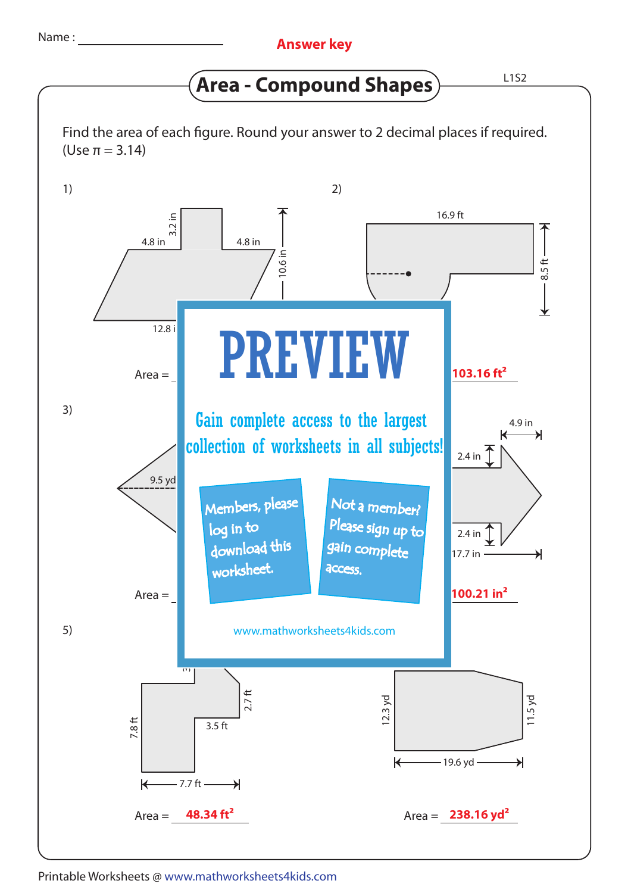Name : ______________

**Answer key**

# Area - Compound Shapes

L1S2

Find the area of each figure. Round your answer to 2 decimal places if required. (Use π = 3.14)

1)

3.2 in

4.8 in

4.8 in

10.6 in

12.8 i

Area = ______

2)

16.9 ft

8.5 ft

Area = **103.16 ft²**

3)

9.5 yd

Area = ______

4)

4.9 in

2.4 in

2.4 in

17.7 in

Area = **100.21 in²**

# PREVIEW

Gain complete access to the largest collection of worksheets in all subjects!

Members, please log in to download this worksheet.

Not a member? Please sign up to gain complete access.

www.mathworksheets4kids.com

5)

2.7 ft

3.5 ft

7.8 ft

7.7 ft

Area = **48.34 ft²**

6)

12.3 yd

11.5 yd

19.6 yd

Area = **238.16 yd²**

Printable Worksheets @ www.mathworksheets4kids.com